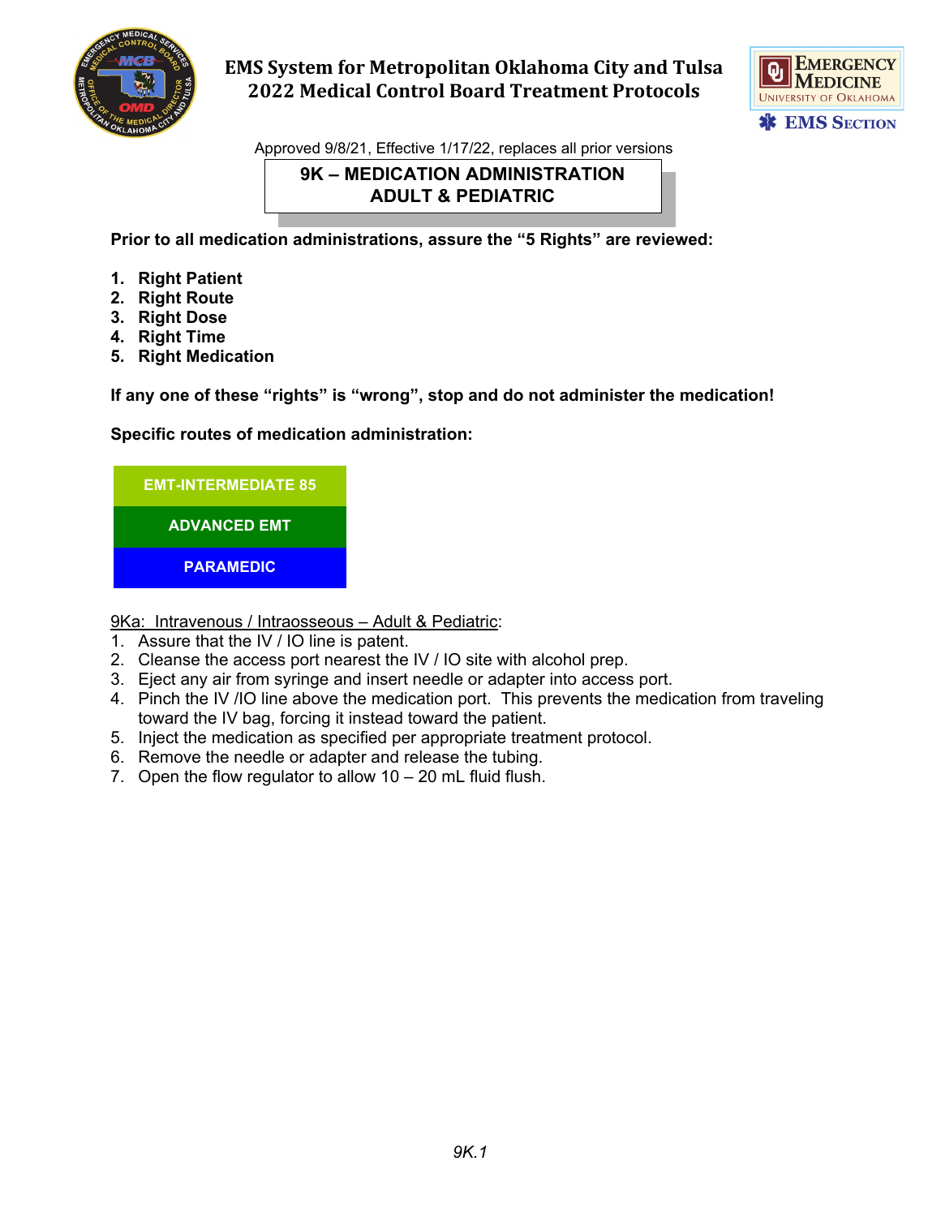# EMS System for Metropolitan Oklahoma City and Tulsa
# 2022 Medical Control Board Treatment Protocols

Approved 9/8/21, Effective 1/17/22, replaces all prior versions

## 9K – MEDICATION ADMINISTRATION ADULT & PEDIATRIC

**Prior to all medication administrations, assure the "5 Rights" are reviewed:**

1. **Right Patient**
2. **Right Route**
3. **Right Dose**
4. **Right Time**
5. **Right Medication**

**If any one of these "rights" is "wrong", stop and do not administer the medication!**

**Specific routes of medication administration:**

| EMT-INTERMEDIATE 85 |
|---|
| ADVANCED EMT |
| PARAMEDIC |

9Ka: Intravenous / Intraosseous – Adult & Pediatric:

1. Assure that the IV / IO line is patent.
2. Cleanse the access port nearest the IV / IO site with alcohol prep.
3. Eject any air from syringe and insert needle or adapter into access port.
4. Pinch the IV /IO line above the medication port. This prevents the medication from traveling toward the IV bag, forcing it instead toward the patient.
5. Inject the medication as specified per appropriate treatment protocol.
6. Remove the needle or adapter and release the tubing.
7. Open the flow regulator to allow 10 – 20 mL fluid flush.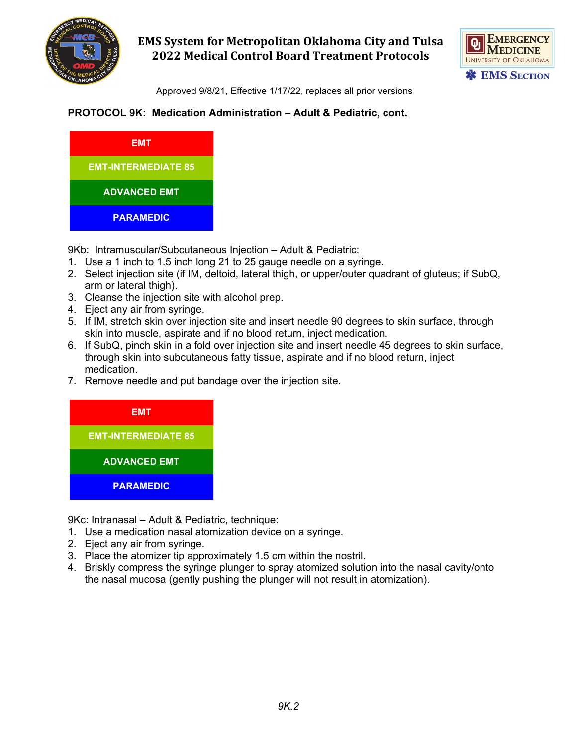**PROTOCOL 9K: Medication Administration – Adult & Pediatric, cont.**

| EMT |
|---|
| EMT-INTERMEDIATE 85 |
| ADVANCED EMT |
| PARAMEDIC |

9Kb: Intramuscular/Subcutaneous Injection – Adult & Pediatric:

1. Use a 1 inch to 1.5 inch long 21 to 25 gauge needle on a syringe.
2. Select injection site (if IM, deltoid, lateral thigh, or upper/outer quadrant of gluteus; if SubQ, arm or lateral thigh).
3. Cleanse the injection site with alcohol prep.
4. Eject any air from syringe.
5. If IM, stretch skin over injection site and insert needle 90 degrees to skin surface, through skin into muscle, aspirate and if no blood return, inject medication.
6. If SubQ, pinch skin in a fold over injection site and insert needle 45 degrees to skin surface, through skin into subcutaneous fatty tissue, aspirate and if no blood return, inject medication.
7. Remove needle and put bandage over the injection site.

| EMT |
|---|
| EMT-INTERMEDIATE 85 |
| ADVANCED EMT |
| PARAMEDIC |

9Kc: Intranasal – Adult & Pediatric, technique:

1. Use a medication nasal atomization device on a syringe.
2. Eject any air from syringe.
3. Place the atomizer tip approximately 1.5 cm within the nostril.
4. Briskly compress the syringe plunger to spray atomized solution into the nasal cavity/onto the nasal mucosa (gently pushing the plunger will not result in atomization).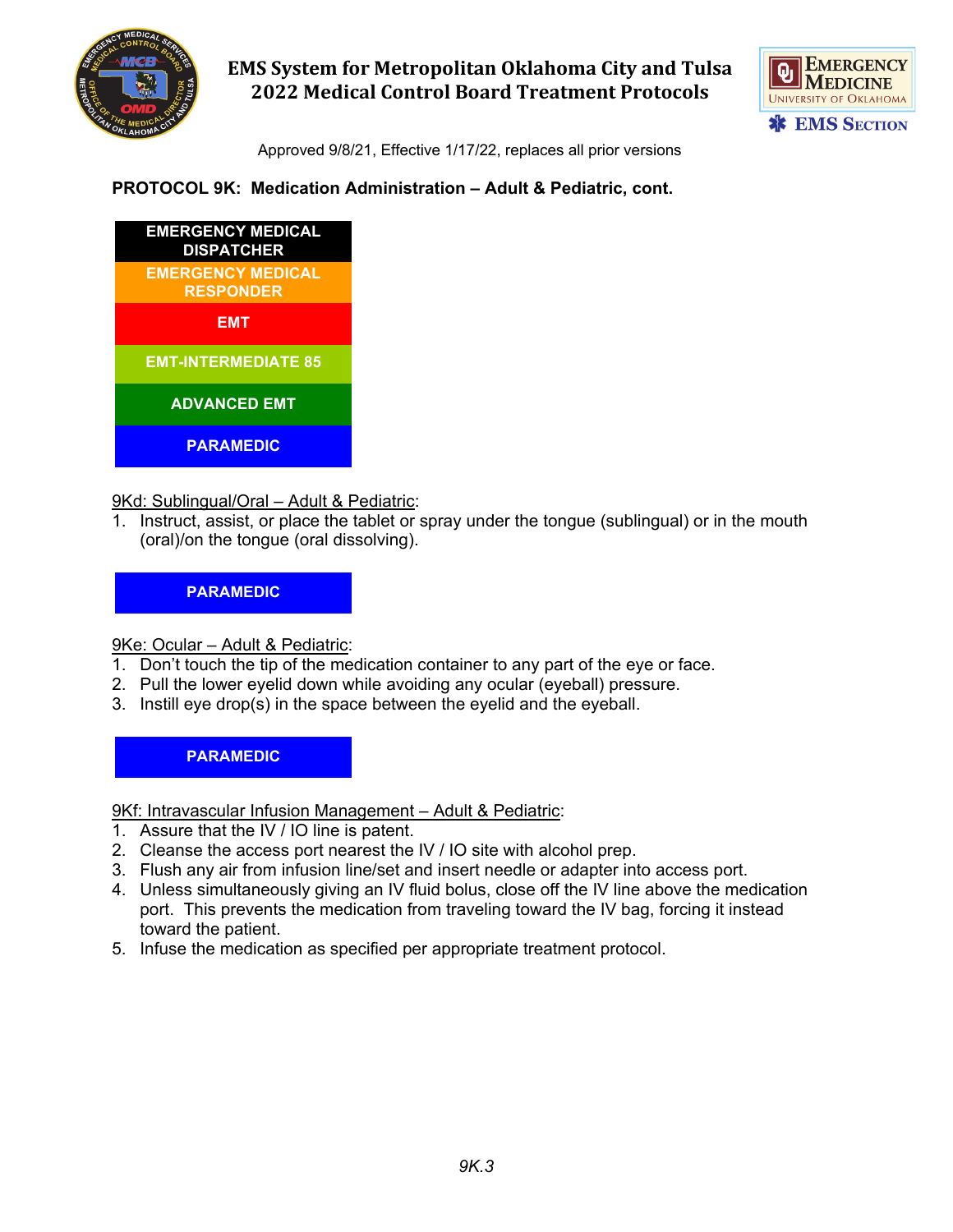**PROTOCOL 9K: Medication Administration – Adult & Pediatric, cont.**

EMERGENCY MEDICAL DISPATCHER

EMERGENCY MEDICAL RESPONDER

EMT

EMT-INTERMEDIATE 85

ADVANCED EMT

PARAMEDIC

9Kd: Sublingual/Oral – Adult & Pediatric:

1. Instruct, assist, or place the tablet or spray under the tongue (sublingual) or in the mouth (oral)/on the tongue (oral dissolving).

PARAMEDIC

9Ke: Ocular – Adult & Pediatric:

1. Don't touch the tip of the medication container to any part of the eye or face.
2. Pull the lower eyelid down while avoiding any ocular (eyeball) pressure.
3. Instill eye drop(s) in the space between the eyelid and the eyeball.

PARAMEDIC

9Kf: Intravascular Infusion Management – Adult & Pediatric:

1. Assure that the IV / IO line is patent.
2. Cleanse the access port nearest the IV / IO site with alcohol prep.
3. Flush any air from infusion line/set and insert needle or adapter into access port.
4. Unless simultaneously giving an IV fluid bolus, close off the IV line above the medication port. This prevents the medication from traveling toward the IV bag, forcing it instead toward the patient.
5. Infuse the medication as specified per appropriate treatment protocol.